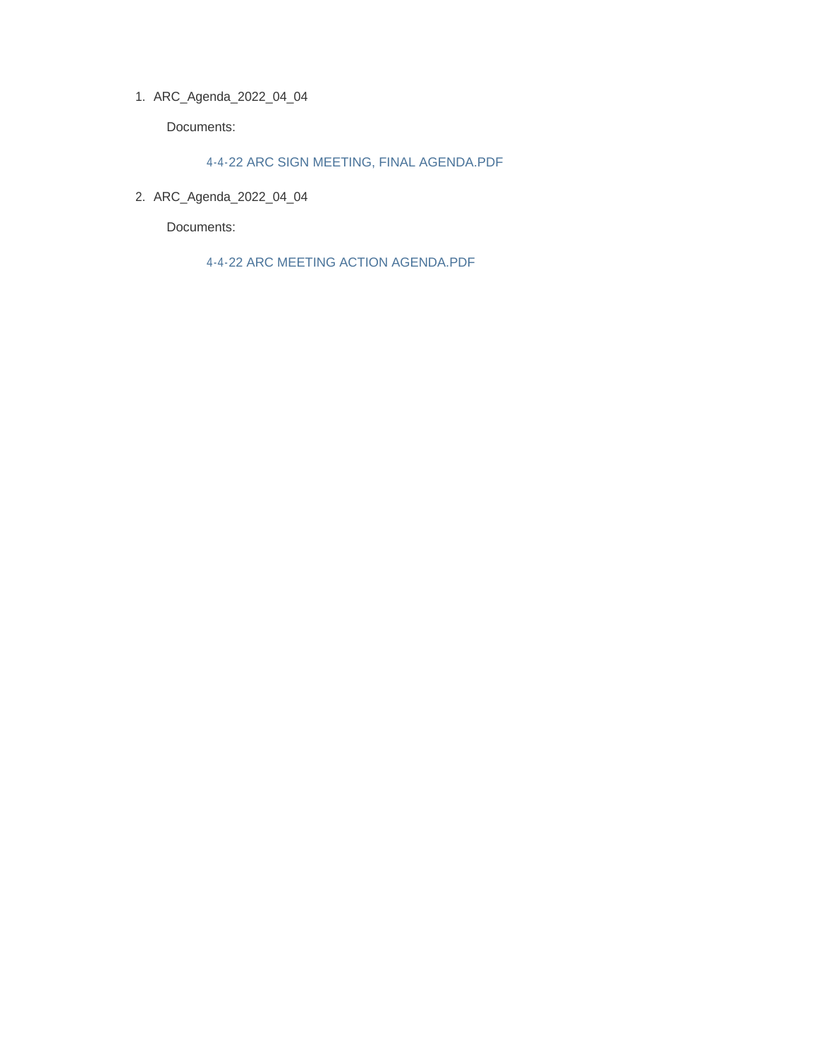1. ARC_Agenda_2022_04_04

   Documents:

   4-4-22 ARC SIGN MEETING, FINAL AGENDA.PDF

2. ARC_Agenda_2022_04_04

   Documents:

   4-4-22 ARC MEETING ACTION AGENDA.PDF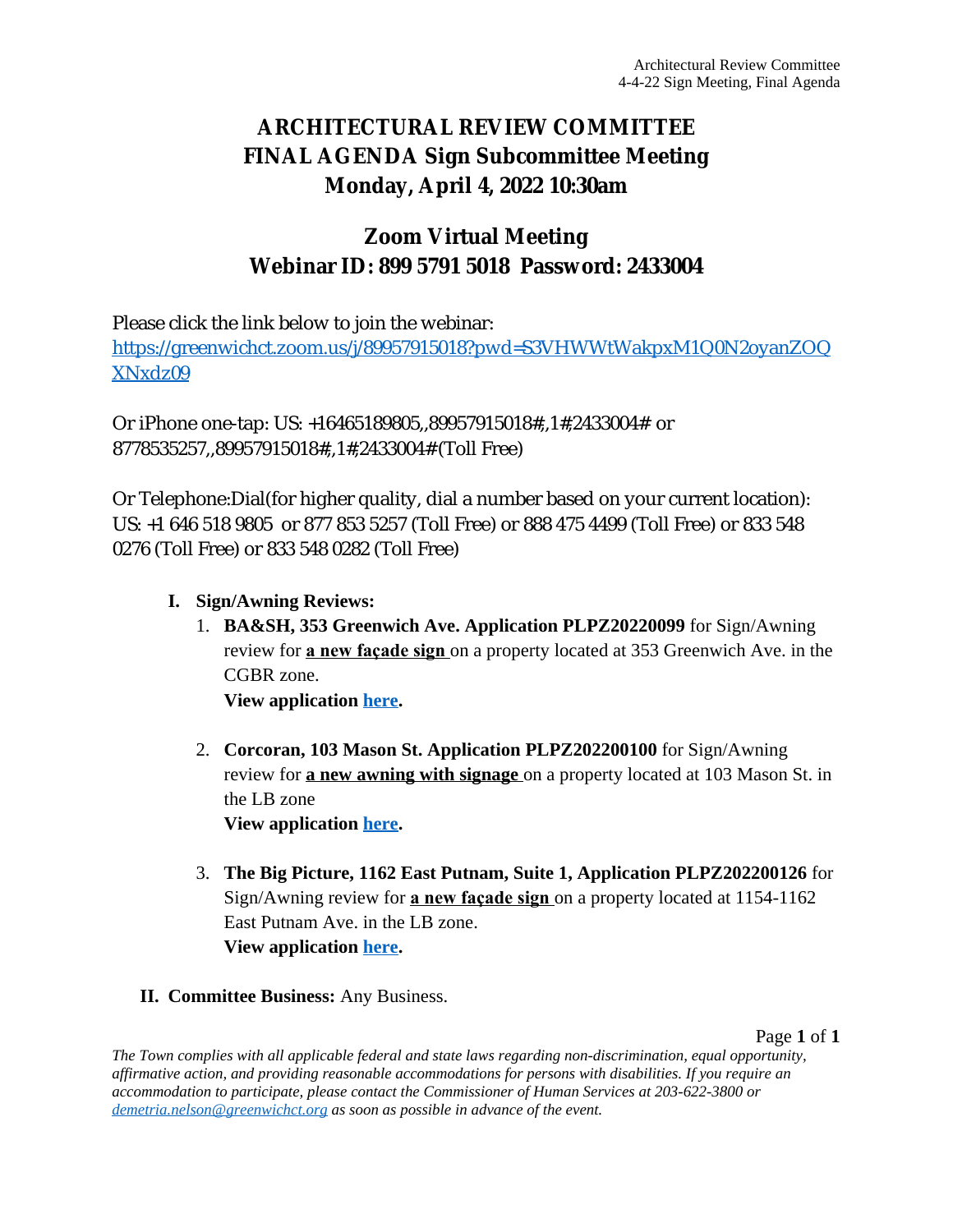# ARCHITECTURAL REVIEW COMMITTEE
# FINAL AGENDA Sign Subcommittee Meeting
# Monday, April 4, 2022 10:30am

## Zoom Virtual Meeting
## Webinar ID: 899 5791 5018 Password: 2433004

Please click the link below to join the webinar:
https://greenwichct.zoom.us/j/89957915018?pwd=S3VHWWtWakpxM1Q0N2oyanZOQXNxdz09

Or iPhone one-tap: US: +16465189805,,89957915018#,,1#,2433004# or 8778535257,,89957915018#,,1#,2433004# (Toll Free)

Or Telephone:Dial(for higher quality, dial a number based on your current location): US: +1 646 518 9805 or 877 853 5257 (Toll Free) or 888 475 4499 (Toll Free) or 833 548 0276 (Toll Free) or 833 548 0282 (Toll Free)

**I. Sign/Awning Reviews:**

1. **BA&SH, 353 Greenwich Ave. Application PLPZ20220099** for Sign/Awning review for **a new façade sign** on a property located at 353 Greenwich Ave. in the CGBR zone.
   **View application here.**

2. **Corcoran, 103 Mason St. Application PLPZ202200100** for Sign/Awning review for **a new awning with signage** on a property located at 103 Mason St. in the LB zone
   **View application here.**

3. **The Big Picture, 1162 East Putnam, Suite 1, Application PLPZ202200126** for Sign/Awning review for **a new façade sign** on a property located at 1154-1162 East Putnam Ave. in the LB zone.
   **View application here.**

**II. Committee Business:** Any Business.

*The Town complies with all applicable federal and state laws regarding non-discrimination, equal opportunity, affirmative action, and providing reasonable accommodations for persons with disabilities. If you require an accommodation to participate, please contact the Commissioner of Human Services at 203-622-3800 or demetria.nelson@greenwichct.org as soon as possible in advance of the event.*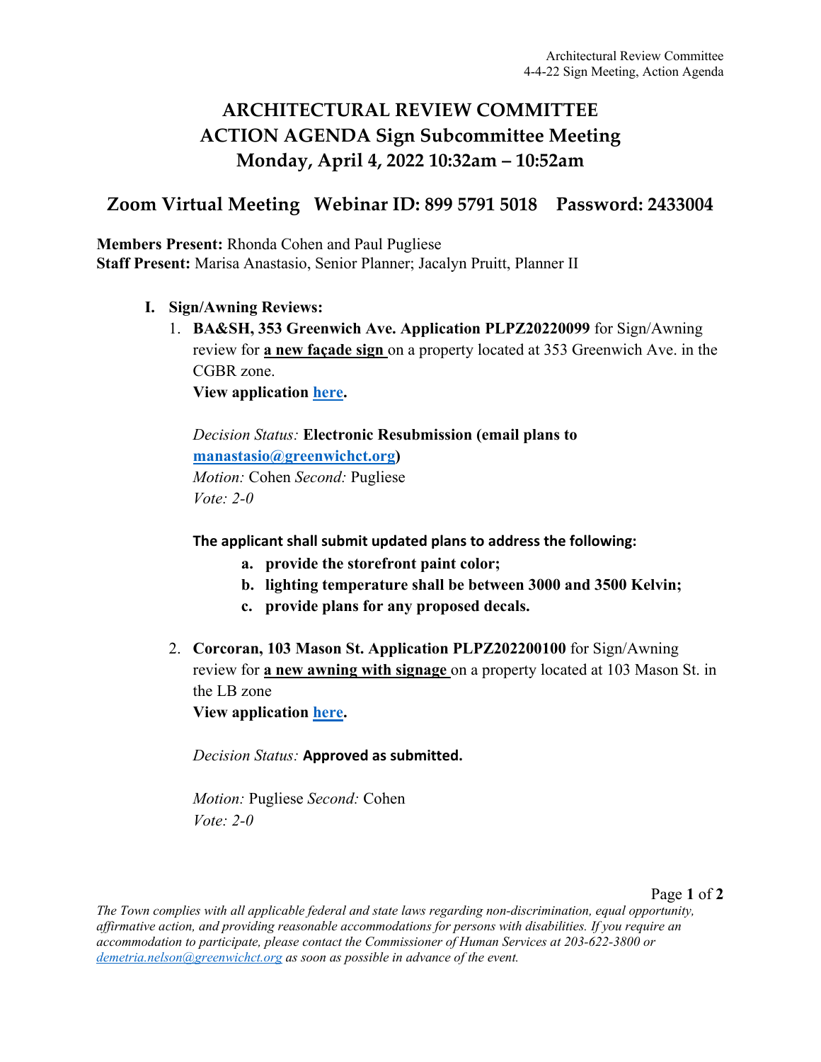# ARCHITECTURAL REVIEW COMMITTEE
# ACTION AGENDA Sign Subcommittee Meeting
# Monday, April 4, 2022 10:32am – 10:52am

## Zoom Virtual Meeting Webinar ID: 899 5791 5018 Password: 2433004

**Members Present:** Rhonda Cohen and Paul Pugliese
**Staff Present:** Marisa Anastasio, Senior Planner; Jacalyn Pruitt, Planner II

**I. Sign/Awning Reviews:**

1. **BA&SH, 353 Greenwich Ave. Application PLPZ20220099** for Sign/Awning review for **a new façade sign** on a property located at 353 Greenwich Ave. in the CGBR zone.
   **View application here.**

   *Decision Status:* **Electronic Resubmission (email plans to manastasio@greenwichct.org)**
   *Motion:* Cohen *Second:* Pugliese
   *Vote: 2-0*

   **The applicant shall submit updated plans to address the following:**
   - **a. provide the storefront paint color;**
   - **b. lighting temperature shall be between 3000 and 3500 Kelvin;**
   - **c. provide plans for any proposed decals.**

2. **Corcoran, 103 Mason St. Application PLPZ202200100** for Sign/Awning review for **a new awning with signage** on a property located at 103 Mason St. in the LB zone
   **View application here.**

   *Decision Status:* **Approved as submitted.**

   *Motion:* Pugliese *Second:* Cohen
   *Vote: 2-0*

*The Town complies with all applicable federal and state laws regarding non-discrimination, equal opportunity, affirmative action, and providing reasonable accommodations for persons with disabilities. If you require an accommodation to participate, please contact the Commissioner of Human Services at 203-622-3800 or demetria.nelson@greenwichct.org as soon as possible in advance of the event.*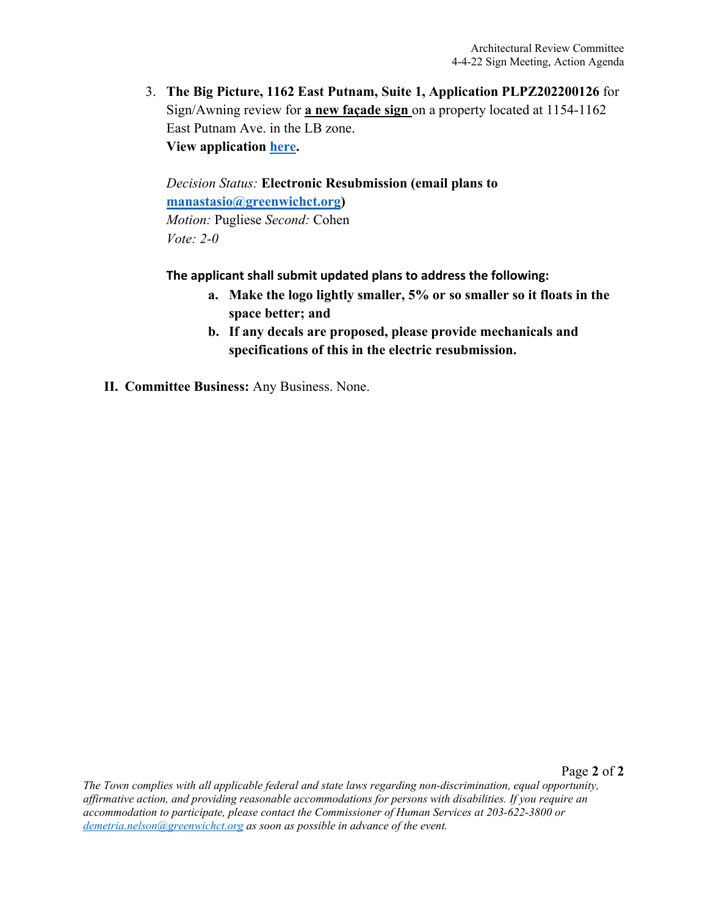3. **The Big Picture, 1162 East Putnam, Suite 1, Application PLPZ202200126** for Sign/Awning review for **a new façade sign** on a property located at 1154-1162 East Putnam Ave. in the LB zone.
   **View application here.**

   *Decision Status:* **Electronic Resubmission (email plans to manastasio@greenwichct.org)**
   *Motion:* Pugliese *Second:* Cohen
   *Vote: 2-0*

   **The applicant shall submit updated plans to address the following:**
   
   a. **Make the logo lightly smaller, 5% or so smaller so it floats in the space better; and**
   b. **If any decals are proposed, please provide mechanicals and specifications of this in the electric resubmission.**

**II. Committee Business:** Any Business. None.

*The Town complies with all applicable federal and state laws regarding non-discrimination, equal opportunity, affirmative action, and providing reasonable accommodations for persons with disabilities. If you require an accommodation to participate, please contact the Commissioner of Human Services at 203-622-3800 or demetria.nelson@greenwichct.org as soon as possible in advance of the event.*